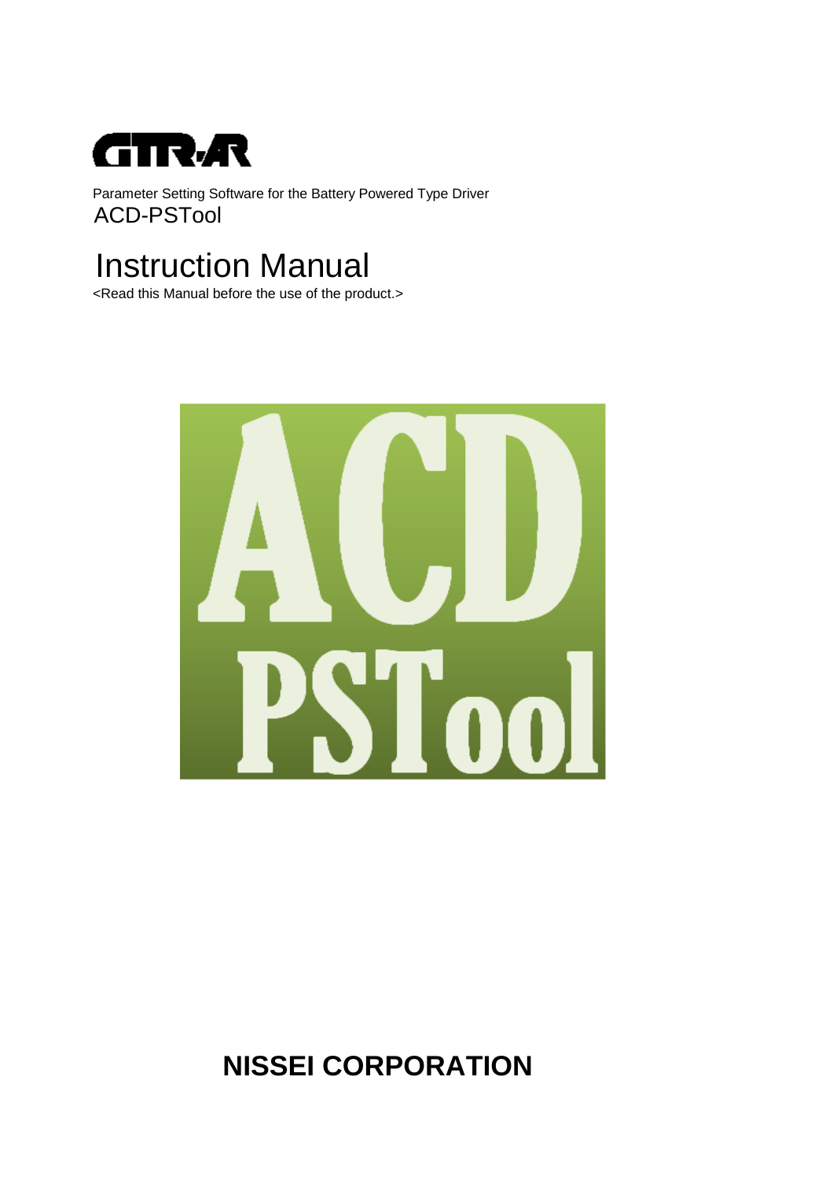GTR-AR

Parameter Setting Software for the Battery Powered Type Driver

ACD-PSTool

# Instruction Manual

<Read this Manual before the use of the product.>

ACD PSTool

**NISSEI CORPORATION**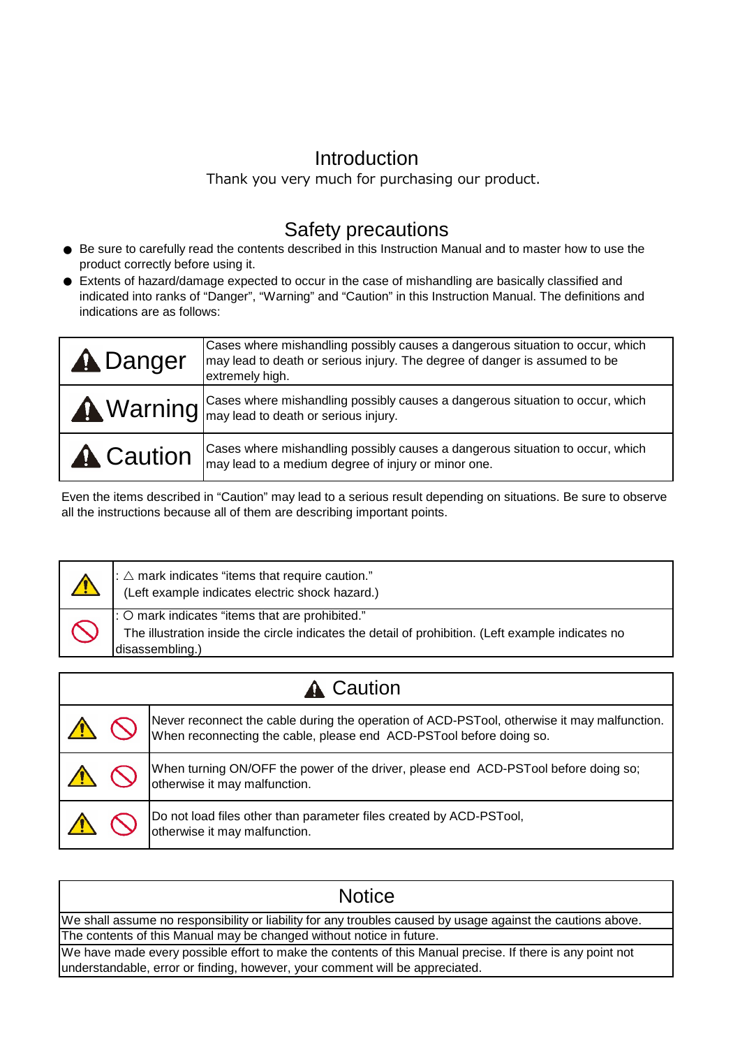# Introduction

Thank you very much for purchasing our product.

# Safety precautions

- Be sure to carefully read the contents described in this Instruction Manual and to master how to use the product correctly before using it.
- Extents of hazard/damage expected to occur in the case of mishandling are basically classified and indicated into ranks of “Danger”, “Warning” and “Caution” in this Instruction Manual. The definitions and indications are as follows:

| | |
|---|---|
| ⚠ Danger | Cases where mishandling possibly causes a dangerous situation to occur, which may lead to death or serious injury. The degree of danger is assumed to be extremely high. |
| ⚠ Warning | Cases where mishandling possibly causes a dangerous situation to occur, which may lead to death or serious injury. |
| ⚠ Caution | Cases where mishandling possibly causes a dangerous situation to occur, which may lead to a medium degree of injury or minor one. |

Even the items described in “Caution” may lead to a serious result depending on situations. Be sure to observe all the instructions because all of them are describing important points.

| | |
|---|---|
| ⚠ | : △ mark indicates “items that require caution.” (Left example indicates electric shock hazard.) |
| ⃠ | : ○ mark indicates “items that are prohibited.” The illustration inside the circle indicates the detail of prohibition. (Left example indicates no disassembling.) |

| ⚠ Caution | |
|---|---|
| ⚠ ⃠ | Never reconnect the cable during the operation of ACD-PSTool, otherwise it may malfunction. When reconnecting the cable, please end ACD-PSTool before doing so. |
| ⚠ ⃠ | When turning ON/OFF the power of the driver, please end ACD-PSTool before doing so; otherwise it may malfunction. |
| ⚠ ⃠ | Do not load files other than parameter files created by ACD-PSTool, otherwise it may malfunction. |

| Notice |
|---|
| We shall assume no responsibility or liability for any troubles caused by usage against the cautions above. |
| The contents of this Manual may be changed without notice in future. |
| We have made every possible effort to make the contents of this Manual precise. If there is any point not understandable, error or finding, however, your comment will be appreciated. |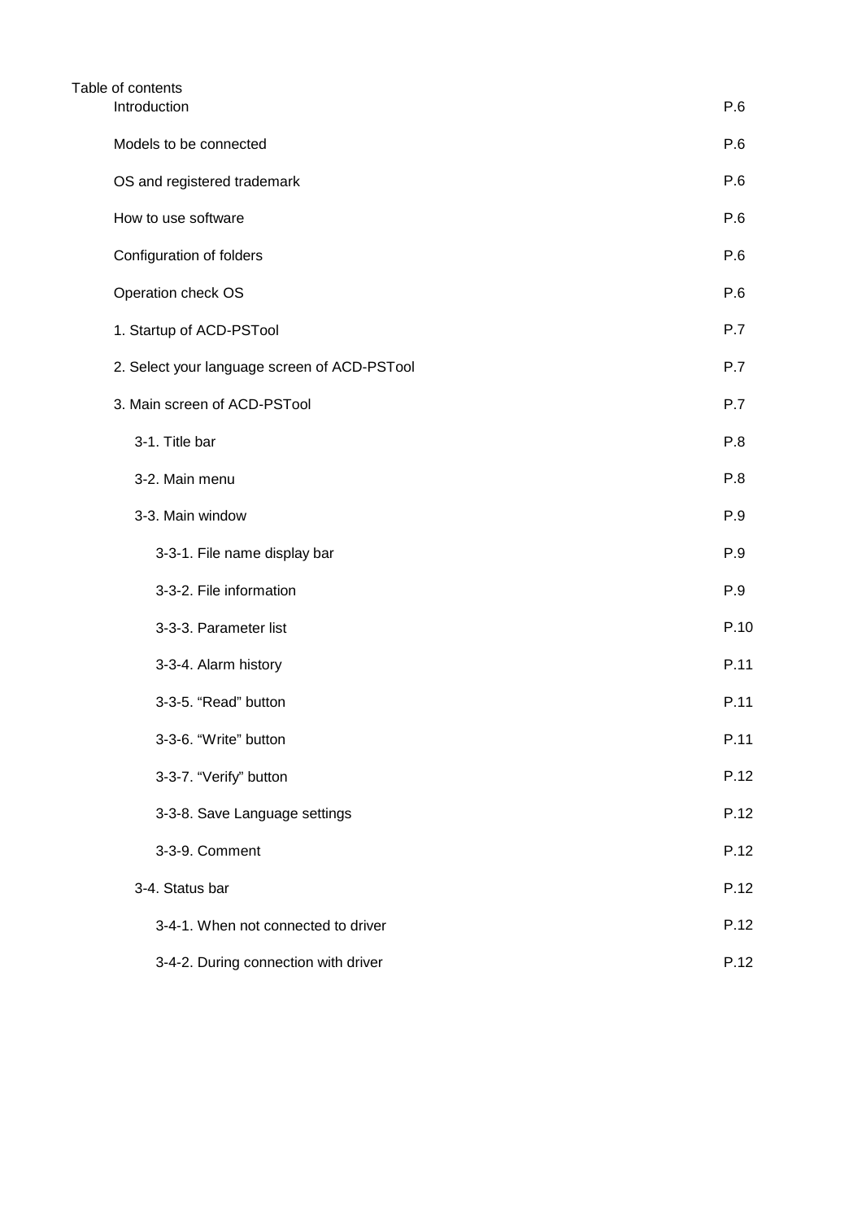Table of contents

| | |
|---|---|
| Introduction | P.6 |
| Models to be connected | P.6 |
| OS and registered trademark | P.6 |
| How to use software | P.6 |
| Configuration of folders | P.6 |
| Operation check OS | P.6 |
| 1. Startup of ACD-PSTool | P.7 |
| 2. Select your language screen of ACD-PSTool | P.7 |
| 3. Main screen of ACD-PSTool | P.7 |
| 3-1. Title bar | P.8 |
| 3-2. Main menu | P.8 |
| 3-3. Main window | P.9 |
| 3-3-1. File name display bar | P.9 |
| 3-3-2. File information | P.9 |
| 3-3-3. Parameter list | P.10 |
| 3-3-4. Alarm history | P.11 |
| 3-3-5. “Read” button | P.11 |
| 3-3-6. “Write” button | P.11 |
| 3-3-7. “Verify” button | P.12 |
| 3-3-8. Save Language settings | P.12 |
| 3-3-9. Comment | P.12 |
| 3-4. Status bar | P.12 |
| 3-4-1. When not connected to driver | P.12 |
| 3-4-2. During connection with driver | P.12 |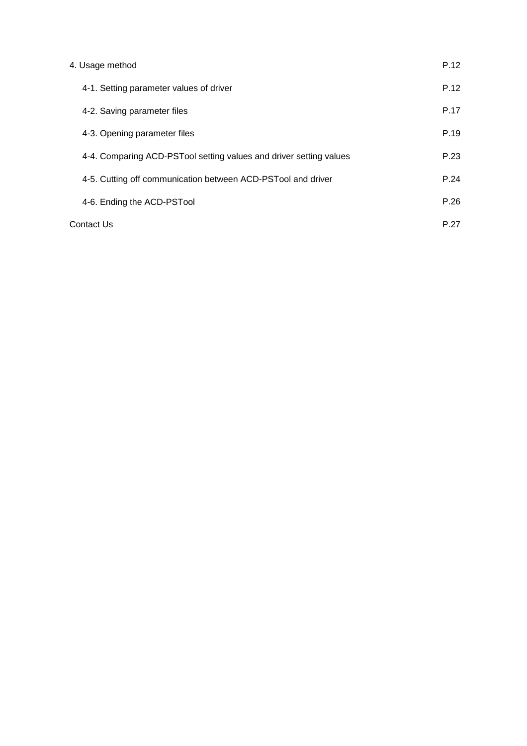4. Usage method P.12

  4-1. Setting parameter values of driver P.12

  4-2. Saving parameter files P.17

  4-3. Opening parameter files P.19

  4-4. Comparing ACD-PSTool setting values and driver setting values P.23

  4-5. Cutting off communication between ACD-PSTool and driver P.24

  4-6. Ending the ACD-PSTool P.26

Contact Us P.27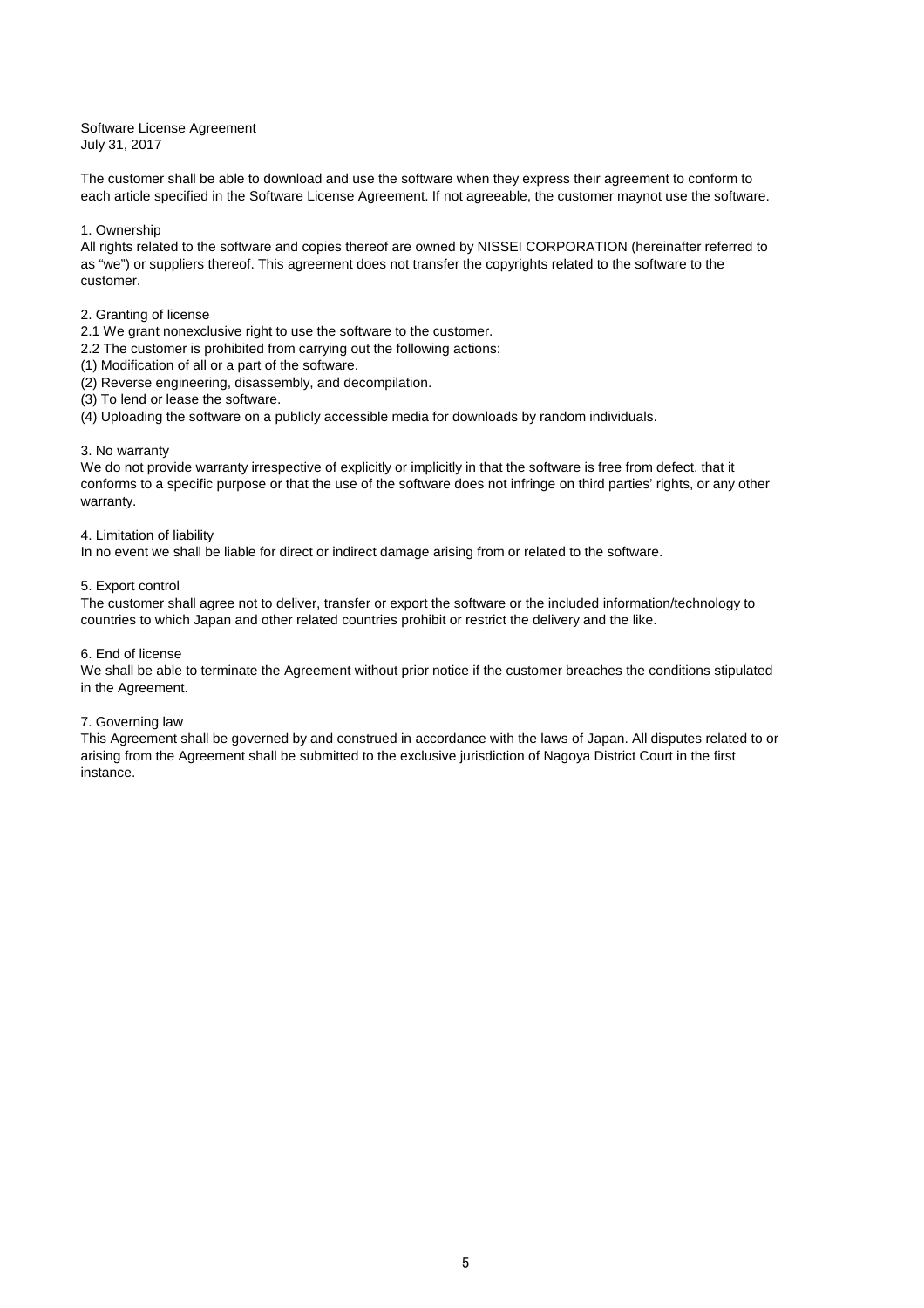Software License Agreement
July 31, 2017

The customer shall be able to download and use the software when they express their agreement to conform to each article specified in the Software License Agreement. If not agreeable, the customer maynot use the software.

1. Ownership
All rights related to the software and copies thereof are owned by NISSEI CORPORATION (hereinafter referred to as "we") or suppliers thereof. This agreement does not transfer the copyrights related to the software to the customer.

2. Granting of license
2.1 We grant nonexclusive right to use the software to the customer.
2.2 The customer is prohibited from carrying out the following actions:
(1) Modification of all or a part of the software.
(2) Reverse engineering, disassembly, and decompilation.
(3) To lend or lease the software.
(4) Uploading the software on a publicly accessible media for downloads by random individuals.

3. No warranty
We do not provide warranty irrespective of explicitly or implicitly in that the software is free from defect, that it conforms to a specific purpose or that the use of the software does not infringe on third parties' rights, or any other warranty.

4. Limitation of liability
In no event we shall be liable for direct or indirect damage arising from or related to the software.

5. Export control
The customer shall agree not to deliver, transfer or export the software or the included information/technology to countries to which Japan and other related countries prohibit or restrict the delivery and the like.

6. End of license
We shall be able to terminate the Agreement without prior notice if the customer breaches the conditions stipulated in the Agreement.

7. Governing law
This Agreement shall be governed by and construed in accordance with the laws of Japan. All disputes related to or arising from the Agreement shall be submitted to the exclusive jurisdiction of Nagoya District Court in the first instance.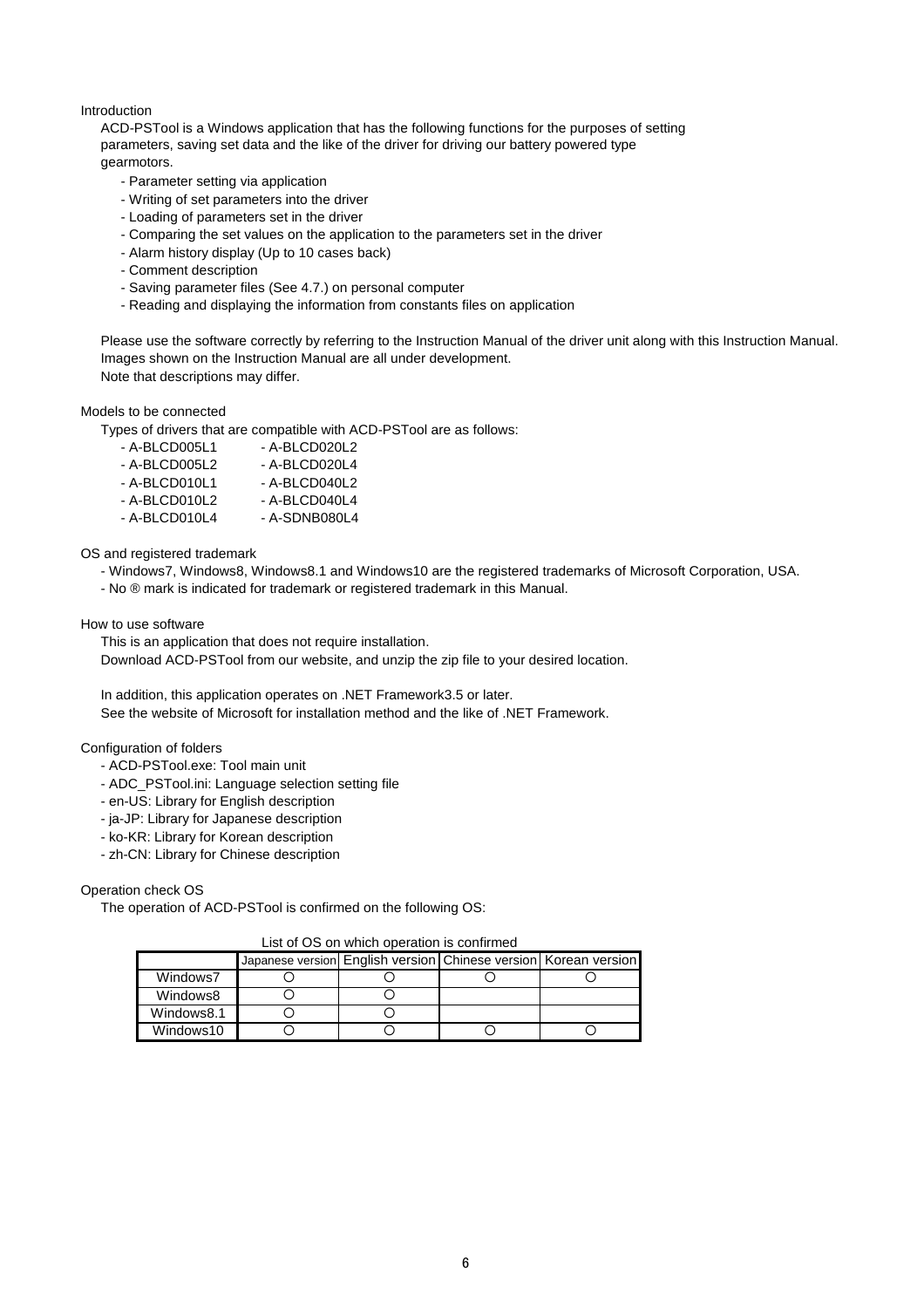## Introduction

ACD-PSTool is a Windows application that has the following functions for the purposes of setting parameters, saving set data and the like of the driver for driving our battery powered type gearmotors.

- Parameter setting via application
- Writing of set parameters into the driver
- Loading of parameters set in the driver
- Comparing the set values on the application to the parameters set in the driver
- Alarm history display (Up to 10 cases back)
- Comment description
- Saving parameter files (See 4.7.) on personal computer
- Reading and displaying the information from constants files on application

Please use the software correctly by referring to the Instruction Manual of the driver unit along with this Instruction Manual.
Images shown on the Instruction Manual are all under development.
Note that descriptions may differ.

## Models to be connected

Types of drivers that are compatible with ACD-PSTool are as follows:

- A-BLCD005L1
- A-BLCD005L2
- A-BLCD010L1
- A-BLCD010L2
- A-BLCD010L4
- A-BLCD020L2
- A-BLCD020L4
- A-BLCD040L2
- A-BLCD040L4
- A-SDNB080L4

## OS and registered trademark

- Windows7, Windows8, Windows8.1 and Windows10 are the registered trademarks of Microsoft Corporation, USA.
- No ® mark is indicated for trademark or registered trademark in this Manual.

## How to use software

This is an application that does not require installation.
Download ACD-PSTool from our website, and unzip the zip file to your desired location.

In addition, this application operates on .NET Framework3.5 or later.
See the website of Microsoft for installation method and the like of .NET Framework.

## Configuration of folders

- ACD-PSTool.exe: Tool main unit
- ADC_PSTool.ini: Language selection setting file
- en-US: Library for English description
- ja-JP: Library for Japanese description
- ko-KR: Library for Korean description
- zh-CN: Library for Chinese description

## Operation check OS

The operation of ACD-PSTool is confirmed on the following OS:

List of OS on which operation is confirmed

| | Japanese version | English version | Chinese version | Korean version |
|---|---|---|---|---|
| Windows7 | ○ | ○ | ○ | ○ |
| Windows8 | ○ | ○ | | |
| Windows8.1 | ○ | ○ | | |
| Windows10 | ○ | ○ | ○ | ○ |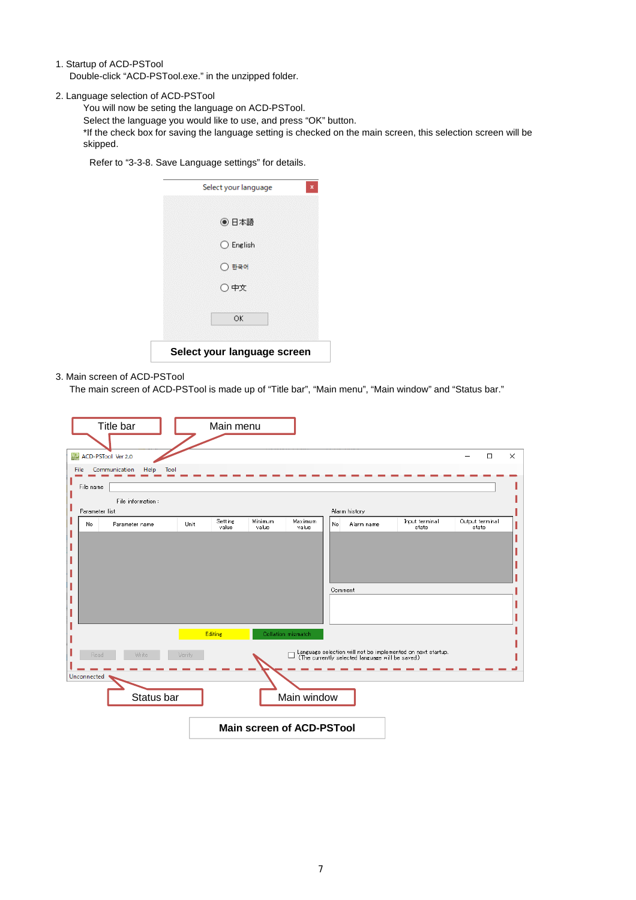1. Startup of ACD-PSTool

   Double-click “ACD-PSTool.exe.” in the unzipped folder.

2. Language selection of ACD-PSTool

   You will now be seting the language on ACD-PSTool.
   Select the language you would like to use, and press “OK” button.
   *If the check box for saving the language setting is checked on the main screen, this selection screen will be skipped.

   Refer to “3-3-8. Save Language settings” for details.

**Select your language screen**

3. Main screen of ACD-PSTool

   The main screen of ACD-PSTool is made up of “Title bar”, “Main menu”, “Main window” and “Status bar.”

**Main screen of ACD-PSTool**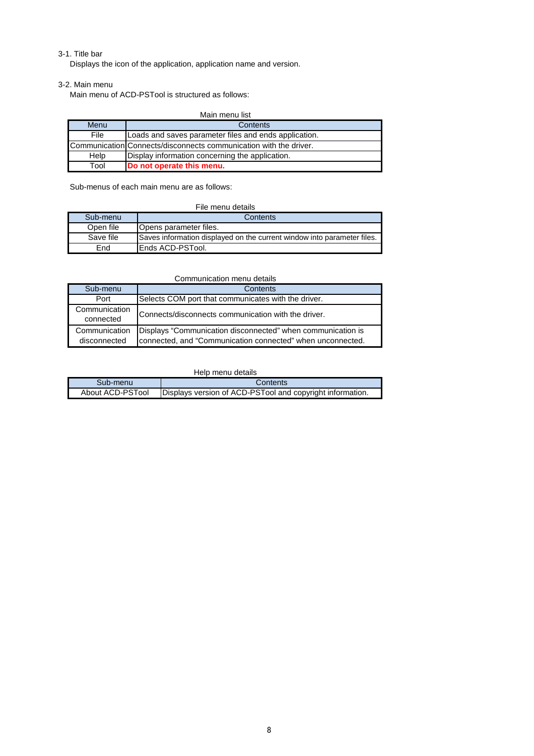### 3-1. Title bar

Displays the icon of the application, application name and version.

### 3-2. Main menu

Main menu of ACD-PSTool is structured as follows:

Main menu list

| Menu | Contents |
|---|---|
| File | Loads and saves parameter files and ends application. |
| Communication | Connects/disconnects communication with the driver. |
| Help | Display information concerning the application. |
| Tool | **Do not operate this menu.** |

Sub-menus of each main menu are as follows:

File menu details

| Sub-menu | Contents |
|---|---|
| Open file | Opens parameter files. |
| Save file | Saves information displayed on the current window into parameter files. |
| End | Ends ACD-PSTool. |

Communication menu details

| Sub-menu | Contents |
|---|---|
| Port | Selects COM port that communicates with the driver. |
| Communication connected | Connects/disconnects communication with the driver. |
| Communication disconnected | Displays “Communication disconnected” when communication is connected, and “Communication connected” when unconnected. |

Help menu details

| Sub-menu | Contents |
|---|---|
| About ACD-PSTool | Displays version of ACD-PSTool and copyright information. |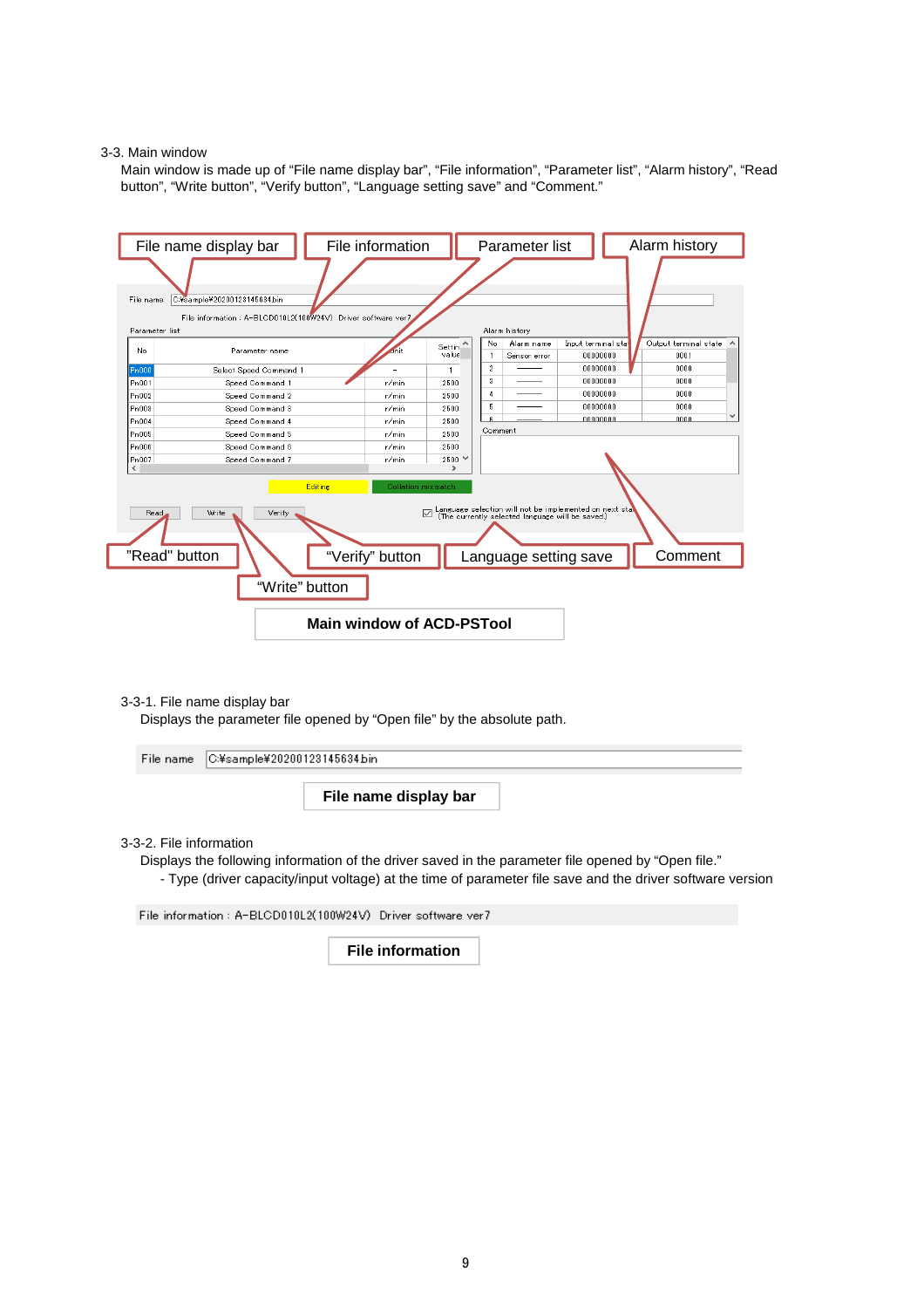## 3-3. Main window

Main window is made up of “File name display bar”, “File information”, “Parameter list”, “Alarm history”, “Read button”, “Write button”, “Verify button”, “Language setting save” and “Comment.”

**Main window of ACD-PSTool**

### 3-3-1. File name display bar

Displays the parameter file opened by “Open file” by the absolute path.

File name C:¥sample¥20200123145634.bin

**File name display bar**

### 3-3-2. File information

Displays the following information of the driver saved in the parameter file opened by “Open file.”

- Type (driver capacity/input voltage) at the time of parameter file save and the driver software version

File information : A-BLCD010L2(100W24V) Driver software ver7

**File information**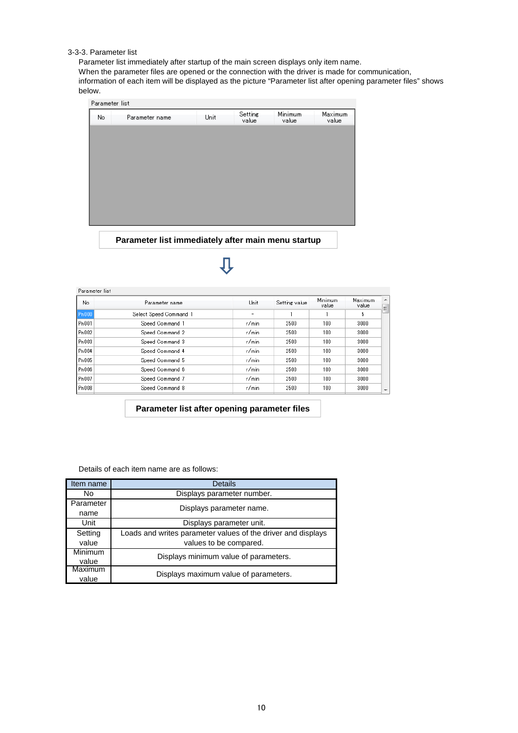### 3-3-3. Parameter list

Parameter list immediately after startup of the main screen displays only item name.
When the parameter files are opened or the connection with the driver is made for communication, information of each item will be displayed as the picture "Parameter list after opening parameter files" shows below.

Parameter list

| No | Parameter name | Unit | Setting value | Minimum value | Maximum value |
|---|---|---|---|---|---|

**Parameter list immediately after main menu startup**

⇩

Parameter list

| No | Parameter name | Unit | Setting value | Minimum value | Maximum value |
|---|---|---|---|---|---|
| Pn000 | Select Speed Command 1 | - | 1 | 1 | 5 |
| Pn001 | Speed Command 1 | r/min | 2500 | 100 | 3000 |
| Pn002 | Speed Command 2 | r/min | 2500 | 100 | 3000 |
| Pn003 | Speed Command 3 | r/min | 2500 | 100 | 3000 |
| Pn004 | Speed Command 4 | r/min | 2500 | 100 | 3000 |
| Pn005 | Speed Command 5 | r/min | 2500 | 100 | 3000 |
| Pn006 | Speed Command 6 | r/min | 2500 | 100 | 3000 |
| Pn007 | Speed Command 7 | r/min | 2500 | 100 | 3000 |
| Pn008 | Speed Command 8 | r/min | 2500 | 100 | 3000 |

**Parameter list after opening parameter files**

Details of each item name are as follows:

| Item name | Details |
|---|---|
| No | Displays parameter number. |
| Parameter name | Displays parameter name. |
| Unit | Displays parameter unit. |
| Setting value | Loads and writes parameter values of the driver and displays values to be compared. |
| Minimum value | Displays minimum value of parameters. |
| Maximum value | Displays maximum value of parameters. |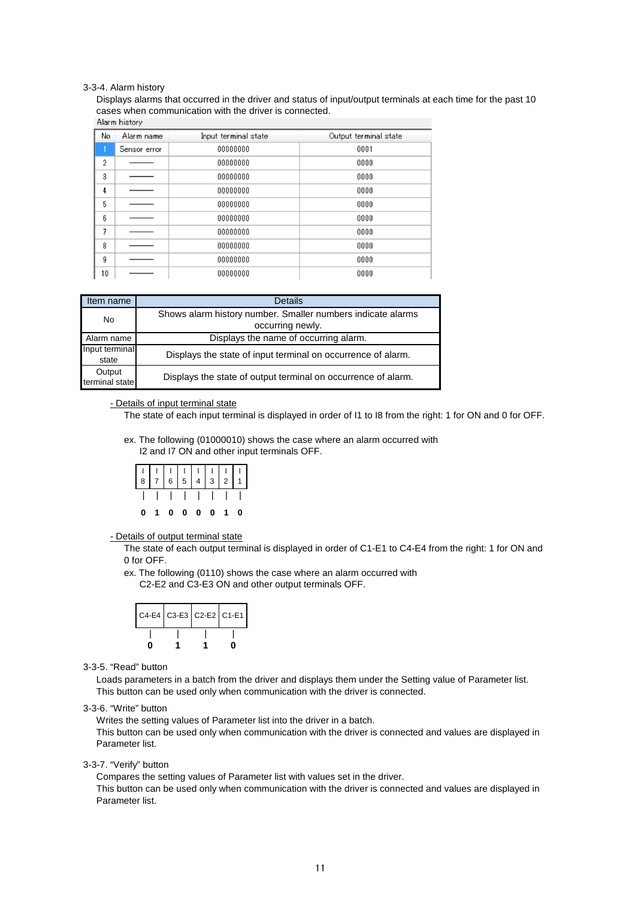### 3-3-4. Alarm history

Displays alarms that occurred in the driver and status of input/output terminals at each time for the past 10 cases when communication with the driver is connected.

Alarm history

| No | Alarm name | Input terminal state | Output terminal state |
|---|---|---|---|
| 1 | Sensor error | 00000000 | 0001 |
| 2 | ——— | 00000000 | 0000 |
| 3 | ——— | 00000000 | 0000 |
| 4 | ——— | 00000000 | 0000 |
| 5 | ——— | 00000000 | 0000 |
| 6 | ——— | 00000000 | 0000 |
| 7 | ——— | 00000000 | 0000 |
| 8 | ——— | 00000000 | 0000 |
| 9 | ——— | 00000000 | 0000 |
| 10 | ——— | 00000000 | 0000 |

| Item name | Details |
|---|---|
| No | Shows alarm history number. Smaller numbers indicate alarms occurring newly. |
| Alarm name | Displays the name of occurring alarm. |
| Input terminal state | Displays the state of input terminal on occurrence of alarm. |
| Output terminal state | Displays the state of output terminal on occurrence of alarm. |

- Details of input terminal state

The state of each input terminal is displayed in order of I1 to I8 from the right: 1 for ON and 0 for OFF.

ex. The following (01000010) shows the case where an alarm occurred with I2 and I7 ON and other input terminals OFF.

| I8 | I7 | I6 | I5 | I4 | I3 | I2 | I1 |
|---|---|---|---|---|---|---|---|
| 0 | 1 | 0 | 0 | 0 | 0 | 1 | 0 |

- Details of output terminal state

The state of each output terminal is displayed in order of C1-E1 to C4-E4 from the right: 1 for ON and 0 for OFF.

ex. The following (0110) shows the case where an alarm occurred with C2-E2 and C3-E3 ON and other output terminals OFF.

| C4-E4 | C3-E3 | C2-E2 | C1-E1 |
|---|---|---|---|
| 0 | 1 | 1 | 0 |

### 3-3-5. "Read" button

Loads parameters in a batch from the driver and displays them under the Setting value of Parameter list. This button can be used only when communication with the driver is connected.

### 3-3-6. "Write" button

Writes the setting values of Parameter list into the driver in a batch.
This button can be used only when communication with the driver is connected and values are displayed in Parameter list.

### 3-3-7. "Verify" button

Compares the setting values of Parameter list with values set in the driver.
This button can be used only when communication with the driver is connected and values are displayed in Parameter list.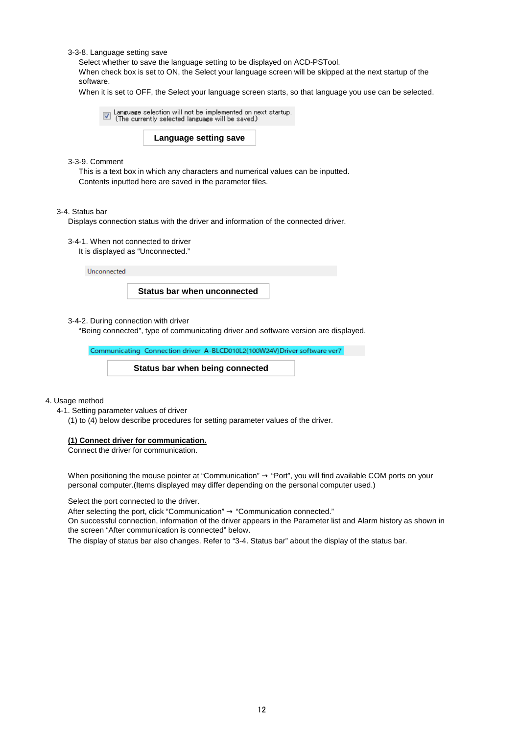3-3-8. Language setting save

Select whether to save the language setting to be displayed on ACD-PSTool.
When check box is set to ON, the Select your language screen will be skipped at the next startup of the software.
When it is set to OFF, the Select your language screen starts, so that language you use can be selected.

☑ Language selection will not be implemented on next startup.
(The currently selected language will be saved.)

**Language setting save**

3-3-9. Comment

This is a text box in which any characters and numerical values can be inputted.
Contents inputted here are saved in the parameter files.

3-4. Status bar

Displays connection status with the driver and information of the connected driver.

3-4-1. When not connected to driver

It is displayed as “Unconnected.”

Unconnected

**Status bar when unconnected**

3-4-2. During connection with driver

“Being connected”, type of communicating driver and software version are displayed.

Communicating Connection driver A-BLCD010L2(100W24V)Driver software ver7

**Status bar when being connected**

4. Usage method

4-1. Setting parameter values of driver

(1) to (4) below describe procedures for setting parameter values of the driver.

**<u>(1) Connect driver for communication.</u>**

Connect the driver for communication.

When positioning the mouse pointer at “Communication” → “Port”, you will find available COM ports on your personal computer.(Items displayed may differ depending on the personal computer used.)

Select the port connected to the driver.
After selecting the port, click “Communication” → “Communication connected.”
On successful connection, information of the driver appears in the Parameter list and Alarm history as shown in the screen “After communication is connected” below.
The display of status bar also changes. Refer to “3-4. Status bar” about the display of the status bar.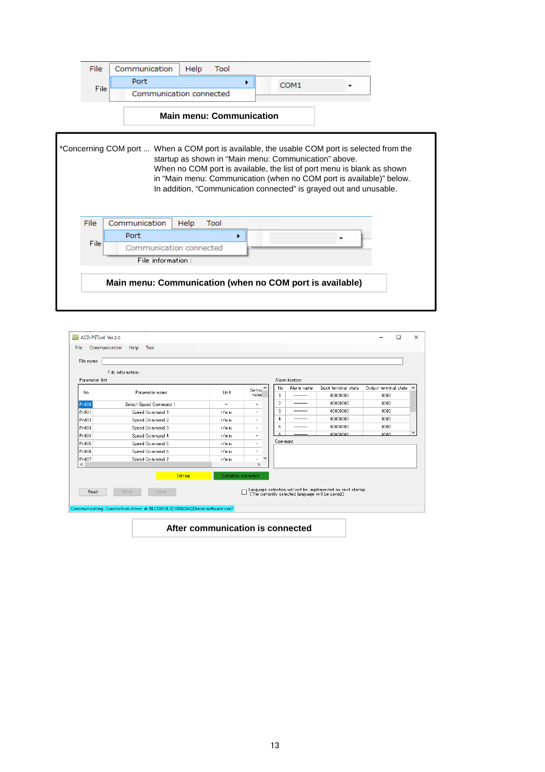| File | Communication | Help | Tool |
|---|---|---|---|
| File | Port ▸ | COM1 ▾ | |
| | Communication connected | | |

**Main menu: Communication**

*Concerning COM port ... When a COM port is available, the usable COM port is selected from the startup as shown in “Main menu: Communication” above.
When no COM port is available, the list of port menu is blank as shown in “Main menu: Communication (when no COM port is available)” below.
In addition, “Communication connected” is grayed out and unusable.

| File | Communication | Help | Tool |
|---|---|---|---|
| File | Port ▸ | ▾ | |
| | Communication connected | | |
| | File information : | | |

**Main menu: Communication (when no COM port is available)**

ACD-PSTool Ver 2.0

File　Communication　Help　Tool

File name

File information :

Parameter list

| No | Parameter name | Unit | Setting value |
|---|---|---|---|
| Pr000 | Select Speed Command 1 | - | - |
| Pr001 | Speed Command 1 | r/min | - |
| Pr002 | Speed Command 2 | r/min | - |
| Pr003 | Speed Command 3 | r/min | - |
| Pr004 | Speed Command 4 | r/min | - |
| Pr005 | Speed Command 5 | r/min | - |
| Pr006 | Speed Command 6 | r/min | - |
| Pr007 | Speed Command 7 | r/min | - |

Alarm history

| No | Alarm name | Input terminal state | Output terminal state |
|---|---|---|---|
| 1 | ――― | 00000000 | 0000 |
| 2 | ――― | 00000000 | 0000 |
| 3 | ――― | 00000000 | 0000 |
| 4 | ――― | 00000000 | 0000 |
| 5 | ――― | 00000000 | 0000 |
| 6 | ――― | 00000000 | 0000 |

Comment

Editing　Collation mismatch

Read　Write　Verify

Language selection will not be implemented on next startup (The currently selected language will be saved.)

Communicating　Connection driver　A-BLCD010L2(100W24V)Driver software ver7

**After communication is connected**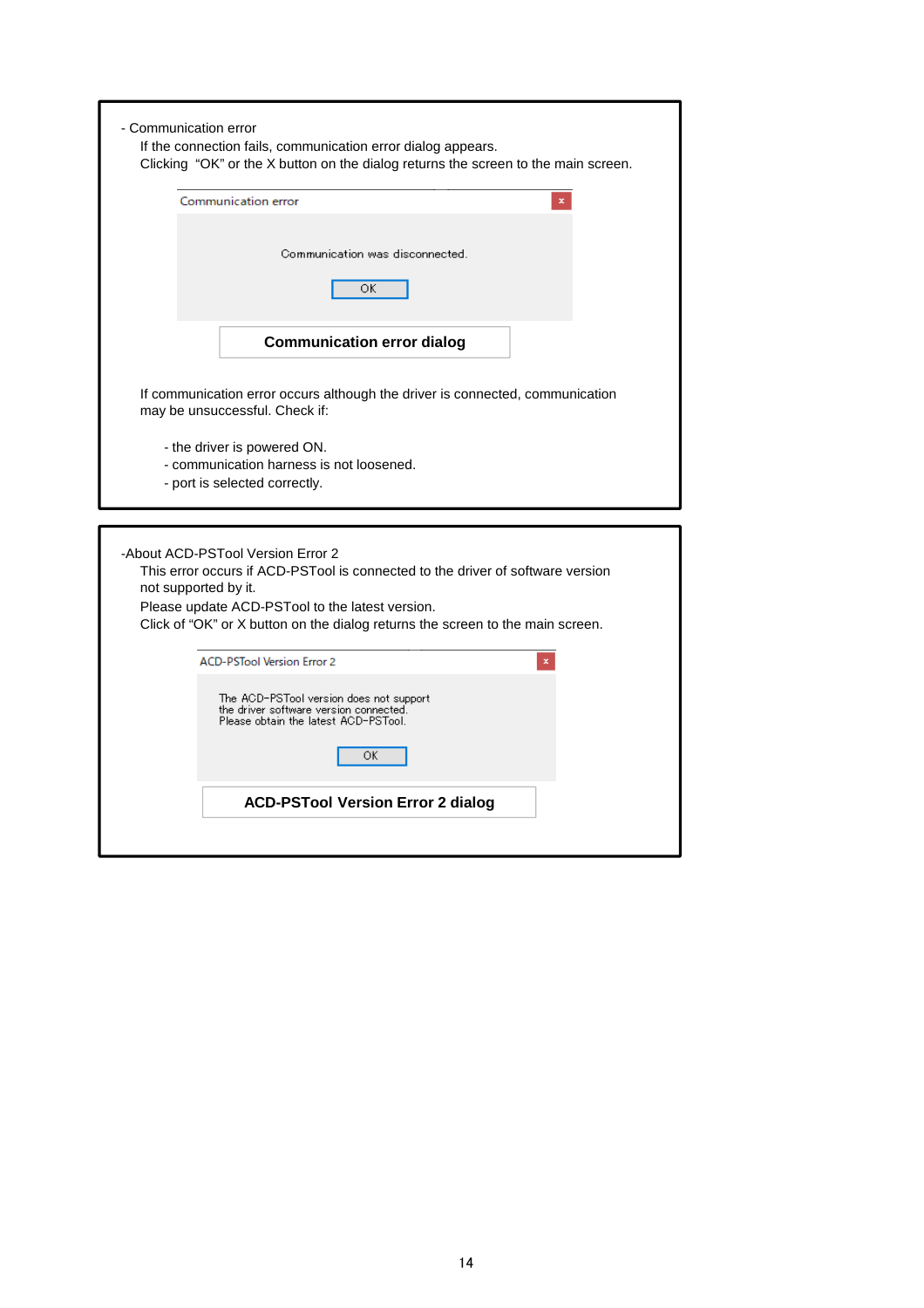- Communication error

If the connection fails, communication error dialog appears.
Clicking "OK" or the X button on the dialog returns the screen to the main screen.

Communication error

Communication was disconnected.

OK

**Communication error dialog**

If communication error occurs although the driver is connected, communication may be unsuccessful. Check if:

- the driver is powered ON.
- communication harness is not loosened.
- port is selected correctly.

-About ACD-PSTool Version Error 2

This error occurs if ACD-PSTool is connected to the driver of software version not supported by it.
Please update ACD-PSTool to the latest version.
Click of "OK" or X button on the dialog returns the screen to the main screen.

ACD-PSTool Version Error 2

The ACD-PSTool version does not support
the driver software version connected.
Please obtain the latest ACD-PSTool.

OK

**ACD-PSTool Version Error 2 dialog**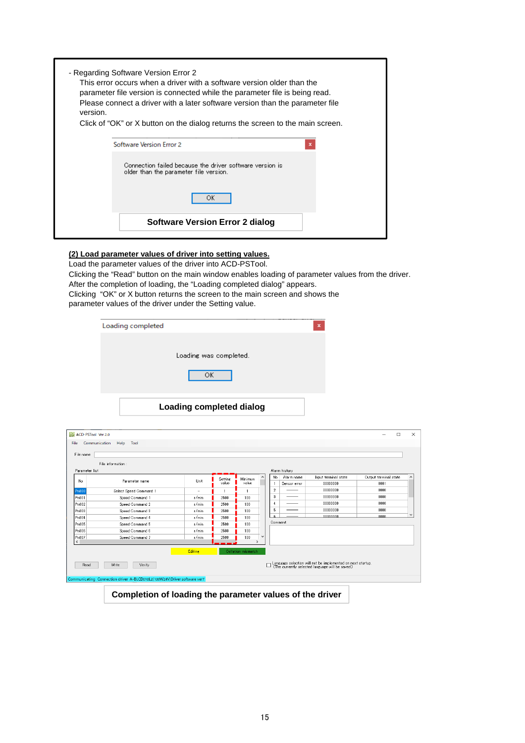- Regarding Software Version Error 2

This error occurs when a driver with a software version older than the parameter file version is connected while the parameter file is being read.
Please connect a driver with a later software version than the parameter file version.
Click of "OK" or X button on the dialog returns the screen to the main screen.

Software Version Error 2

Connection failed because the driver software version is older than the parameter file version.

OK

**Software Version Error 2 dialog**

**(2) Load parameter values of driver into setting values.**

Load the parameter values of the driver into ACD-PSTool.
Clicking the "Read" button on the main window enables loading of parameter values from the driver.
After the completion of loading, the "Loading completed dialog" appears.
Clicking "OK" or X button returns the screen to the main screen and shows the parameter values of the driver under the Setting value.

Loading completed

Loading was completed.

OK

**Loading completed dialog**

ACD-PSTool Ver 2.0

File Communication Help Tool

File name

File information :

Parameter list

| No | Parameter name | Unit | Setting value | Minimum value |
|---|---|---|---|---|
| Pn000 | Select Speed Command 1 | – | 1 | 1 |
| Pn001 | Speed Command 1 | r/min | 2500 | 100 |
| Pn002 | Speed Command 2 | r/min | 2500 | 100 |
| Pn003 | Speed Command 3 | r/min | 2500 | 100 |
| Pn004 | Speed Command 4 | r/min | 2500 | 100 |
| Pn005 | Speed Command 5 | r/min | 2500 | 100 |
| Pn006 | Speed Command 6 | r/min | 2500 | 100 |
| Pn007 | Speed Command 7 | r/min | 2500 | 100 |

Alarm history

| No | Alarm name | Input terminal state | Output terminal state |
|---|---|---|---|
| 1 | Sensor error | 00000000 | 0001 |
| 2 | ——— | 00000000 | 0000 |
| 3 | ——— | 00000000 | 0000 |
| 4 | ——— | 00000000 | 0000 |
| 5 | ——— | 00000000 | 0000 |

Comment

Editing  Collation mismatch

Read  Write  Verify

Language selection will not be implemented on next startup. (The currently selected language will be saved.)

Communicating Connection driver A-BLCD010L2(100W24V) Driver software ver7

**Completion of loading the parameter values of the driver**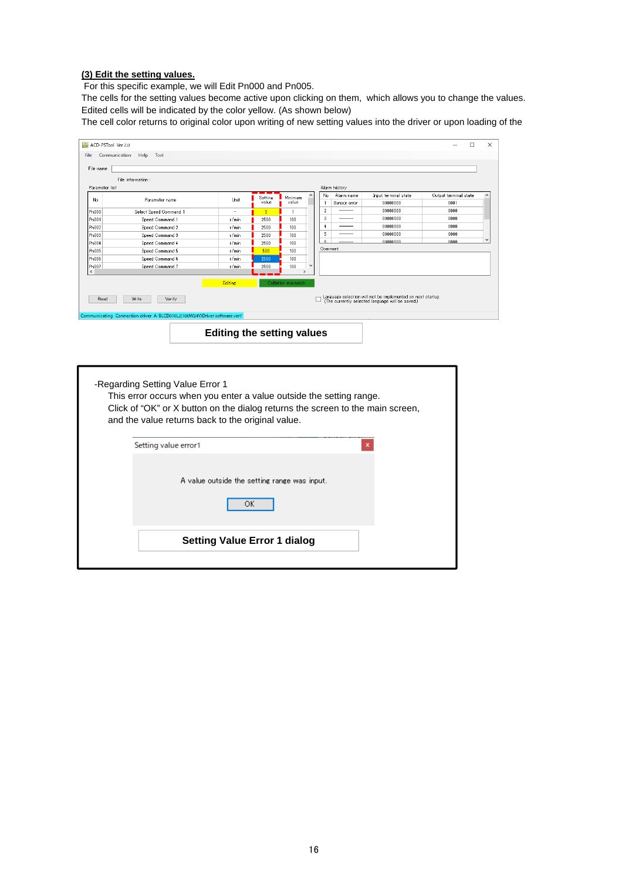**(3) Edit the setting values.**

For this specific example, we will Edit Pn000 and Pn005.

The cells for the setting values become active upon clicking on them, which allows you to change the values.

Edited cells will be indicated by the color yellow. (As shown below)

The cell color returns to original color upon writing of new setting values into the driver or upon loading of the

**Editing the setting values**

-Regarding Setting Value Error 1

This error occurs when you enter a value outside the setting range.

Click of "OK" or X button on the dialog returns the screen to the main screen, and the value returns back to the original value.

**Setting Value Error 1 dialog**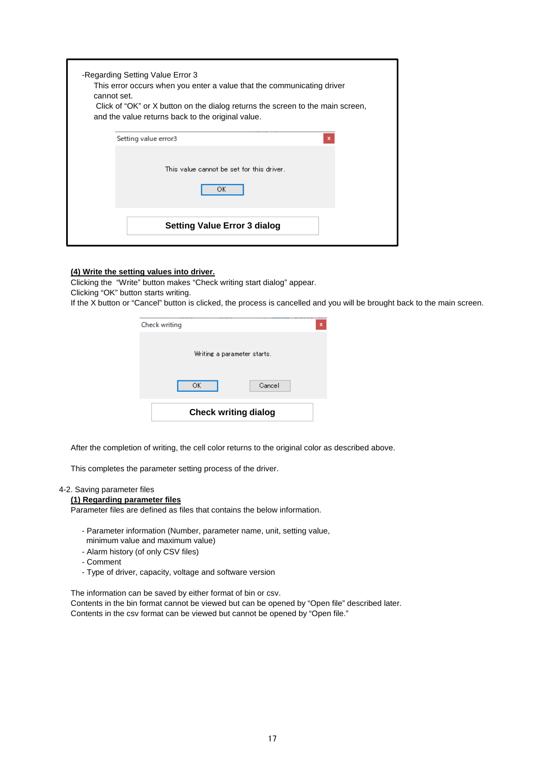-Regarding Setting Value Error 3

This error occurs when you enter a value that the communicating driver cannot set.

Click of "OK" or X button on the dialog returns the screen to the main screen, and the value returns back to the original value.

Setting value error3

This value cannot be set for this driver.

OK

**Setting Value Error 3 dialog**

**(4) Write the setting values into driver.**

Clicking the "Write" button makes "Check writing start dialog" appear.
Clicking "OK" button starts writing.
If the X button or "Cancel" button is clicked, the process is cancelled and you will be brought back to the main screen.

Check writing

Writing a parameter starts.

OK Cancel

**Check writing dialog**

After the completion of writing, the cell color returns to the original color as described above.

This completes the parameter setting process of the driver.

4-2. Saving parameter files

**(1) Regarding parameter files**

Parameter files are defined as files that contains the below information.

- Parameter information (Number, parameter name, unit, setting value, minimum value and maximum value)
- Alarm history (of only CSV files)
- Comment
- Type of driver, capacity, voltage and software version

The information can be saved by either format of bin or csv.
Contents in the bin format cannot be viewed but can be opened by "Open file" described later.
Contents in the csv format can be viewed but cannot be opened by "Open file."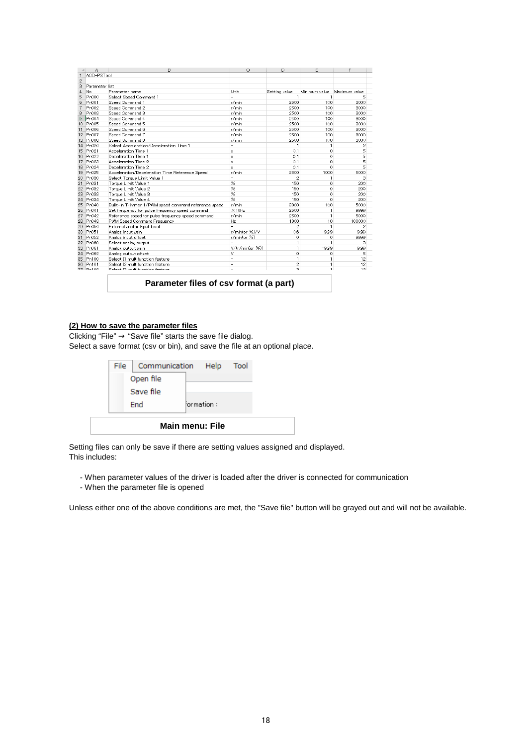| | A | B | C | D | E | F |
|---|---|---|---|---|---|---|
| 1 | ACD-PSTool | | | | | |
| 2 | | | | | | |
| 3 | Parameter list | | | | | |
| 4 | No | Parameter name | Unit | Setting value | Minimum value | Maximum value |
| 5 | Pn000 | Select Speed Command 1 | - | 1 | 1 | 5 |
| 6 | Pn001 | Speed Command 1 | r/min | 2500 | 100 | 3000 |
| 7 | Pn002 | Speed Command 2 | r/min | 2500 | 100 | 3000 |
| 8 | Pn003 | Speed Command 3 | r/min | 2500 | 100 | 3000 |
| 9 | Pn004 | Speed Command 4 | r/min | 2500 | 100 | 3000 |
| 10 | Pn005 | Speed Command 5 | r/min | 2500 | 100 | 3000 |
| 11 | Pn006 | Speed Command 6 | r/min | 2500 | 100 | 3000 |
| 12 | Pn007 | Speed Command 7 | r/min | 2500 | 100 | 3000 |
| 13 | Pn008 | Speed Command 8 | r/min | 2500 | 100 | 3000 |
| 14 | Pn020 | Select Acceleration/Deceleration Time 1 | - | 1 | 1 | 2 |
| 15 | Pn021 | Acceleration Time 1 | s | 0.1 | 0 | 5 |
| 16 | Pn022 | Deceleration Time 1 | s | 0.1 | 0 | 5 |
| 17 | Pn023 | Acceleration Time 2 | s | 0.1 | 0 | 5 |
| 18 | Pn024 | Deceleration Time 2 | s | 0.1 | 0 | 5 |
| 19 | Pn025 | Acceleration/Deceleration Time Reference Speed | r/min | 2500 | 1000 | 5000 |
| 20 | Pn030 | Select Torque Limit Value 1 | - | 2 | 1 | 3 |
| 21 | Pn031 | Torque Limit Value 1 | % | 150 | 0 | 200 |
| 22 | Pn032 | Torque Limit Value 2 | % | 150 | 0 | 200 |
| 23 | Pn033 | Torque Limit Value 3 | % | 150 | 0 | 200 |
| 24 | Pn034 | Torque Limit Value 4 | % | 150 | 0 | 200 |
| 25 | Pn040 | Built-in Trimmer 1/PWM speed command reference speed | r/min | 3000 | 100 | 5000 |
| 26 | Pn041 | Set frequency for pulse frequency speed command | ×10Hz | 2500 | 1 | 9999 |
| 27 | Pn042 | Reference speed for pulse frequency speed command | r/min | 2500 | 1 | 5000 |
| 28 | Pn043 | PWM Speed Command Frequency | Hz | 1000 | 10 | 100000 |
| 29 | Pn050 | External analog input level | - | 2 | 1 | 2 |
| 30 | Pn051 | Analog input gain | r/min(or %)/V | 0.6 | -9.99 | 9.99 |
| 31 | Pn052 | Analog input offset | r/min(or %) | 0 | 0 | 9999 |
| 32 | Pn060 | Select analog output | - | 1 | 1 | 3 |
| 33 | Pn061 | Analog output gain | V/(r/min(or %)) | 1 | -9.99 | 9.99 |
| 34 | Pn062 | Analog output offset | V | 0 | 0 | 5 |
| 35 | Pn100 | Select I1 multifunction feature | - | 1 | 1 | 12 |
| 36 | Pn101 | Select I2 multifunction feature | - | 2 | 1 | 12 |
| 37 | Pn102 | Select I3 multifunction feature | - | 3 | 1 | 12 |

**Parameter files of csv format (a part)**

**(2) How to save the parameter files**

Clicking "File" → "Save file" starts the save file dialog.
Select a save format (csv or bin), and save the file at an optional place.

File | Communication | Help | Tool
- Open file
- Save file
- End

**Main menu: File**

Setting files can only be save if there are setting values assigned and displayed.
This includes:

- When parameter values of the driver is loaded after the driver is connected for communication
- When the parameter file is opened

Unless either one of the above conditions are met, the "Save file" button will be grayed out and will not be available.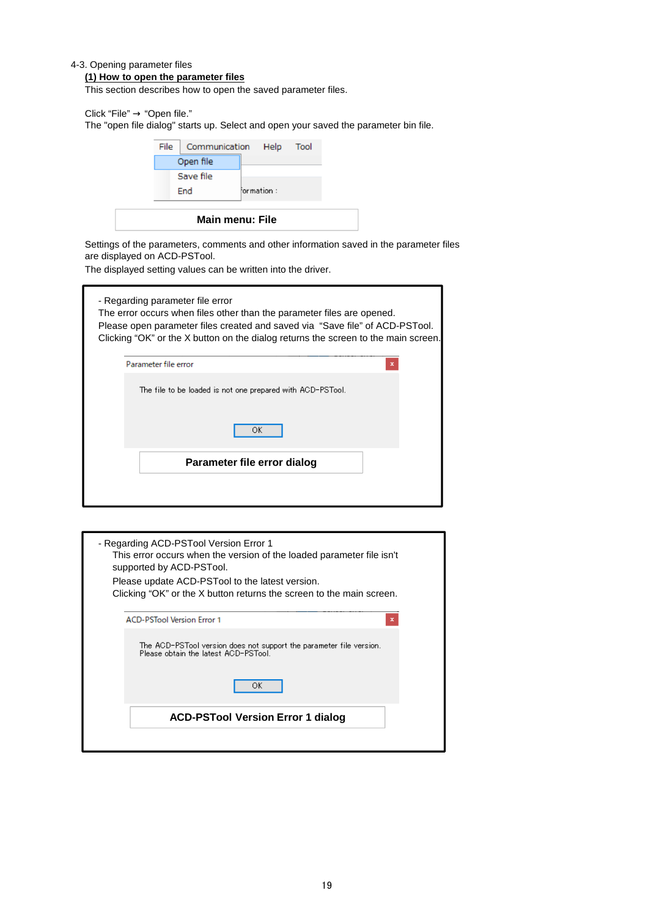4-3. Opening parameter files

**(1) How to open the parameter files**

This section describes how to open the saved parameter files.

Click "File" → "Open file."

The "open file dialog" starts up. Select and open your saved the parameter bin file.

File Communication Help Tool
Open file
Save file
End

**Main menu: File**

Settings of the parameters, comments and other information saved in the parameter files are displayed on ACD-PSTool.

The displayed setting values can be written into the driver.

- Regarding parameter file error

The error occurs when files other than the parameter files are opened.

Please open parameter files created and saved via "Save file" of ACD-PSTool.

Clicking "OK" or the X button on the dialog returns the screen to the main screen.

Parameter file error

The file to be loaded is not one prepared with ACD-PSTool.

OK

**Parameter file error dialog**

- Regarding ACD-PSTool Version Error 1

This error occurs when the version of the loaded parameter file isn't supported by ACD-PSTool.

Please update ACD-PSTool to the latest version.

Clicking "OK" or the X button returns the screen to the main screen.

ACD-PSTool Version Error 1

The ACD-PSTool version does not support the parameter file version.
Please obtain the latest ACD-PSTool.

OK

**ACD-PSTool Version Error 1 dialog**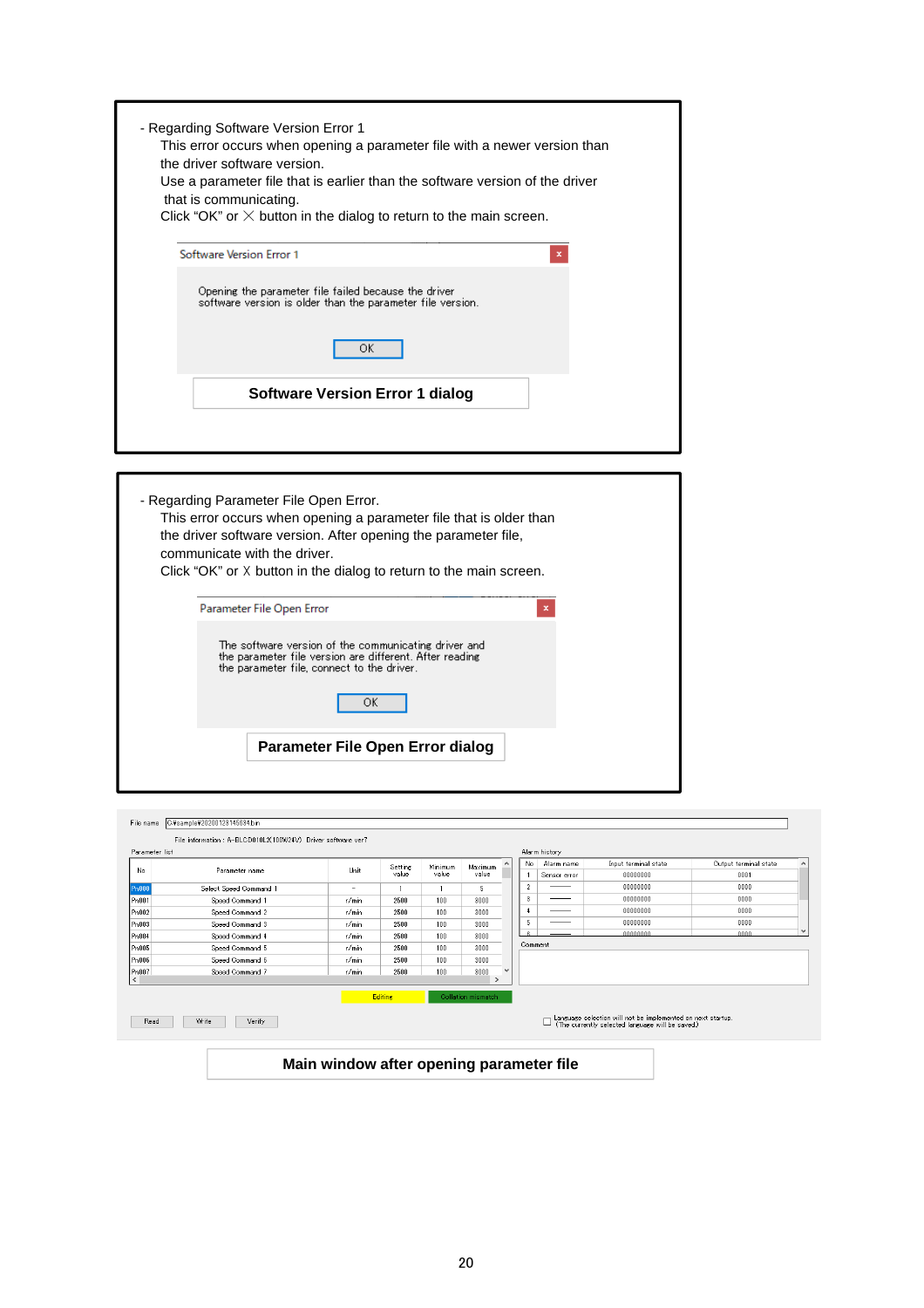- Regarding Software Version Error 1

This error occurs when opening a parameter file with a newer version than the driver software version.

Use a parameter file that is earlier than the software version of the driver that is communicating.

Click “OK” or ╳ button in the dialog to return to the main screen.

Software Version Error 1

Opening the parameter file failed because the driver software version is older than the parameter file version.

OK

**Software Version Error 1 dialog**

- Regarding Parameter File Open Error.

This error occurs when opening a parameter file that is older than the driver software version. After opening the parameter file, communicate with the driver.

Click “OK” or X button in the dialog to return to the main screen.

Parameter File Open Error

The software version of the communicating driver and the parameter file version are different. After reading the parameter file, connect to the driver.

OK

**Parameter File Open Error dialog**

File name C:¥sample¥20200123145634.bin

File information : A-BLCD010L2(100W24V) Driver software ver.?

Parameter list

| No | Parameter name | Unit | Setting value | Minimum value | Maximum value |
|---|---|---|---|---|---|
| Pr000 | Select Speed Command 1 | – | 1 | 1 | 5 |
| Pr001 | Speed Command 1 | r/min | 2500 | 100 | 3000 |
| Pr002 | Speed Command 2 | r/min | 2500 | 100 | 3000 |
| Pr003 | Speed Command 3 | r/min | 2500 | 100 | 3000 |
| Pr004 | Speed Command 4 | r/min | 2500 | 100 | 3000 |
| Pr005 | Speed Command 5 | r/min | 2500 | 100 | 3000 |
| Pr006 | Speed Command 6 | r/min | 2500 | 100 | 3000 |
| Pr007 | Speed Command 7 | r/min | 2500 | 100 | 3000 |

Alarm history

| No | Alarm name | Input terminal state | Output terminal state |
|---|---|---|---|
| 1 | Sensor error | 00000000 | 0001 |
| 2 | —— | 00000000 | 0000 |
| 3 | —— | 00000000 | 0000 |
| 4 | —— | 00000000 | 0000 |
| 5 | —— | 00000000 | 0000 |
| 6 | —— | 00000000 | 0000 |

Comment

Editing | Collation mismatch

Read | Write | Verify

☐ Language selection will not be implemented on next startup. (The currently selected language will be saved.)

**Main window after opening parameter file**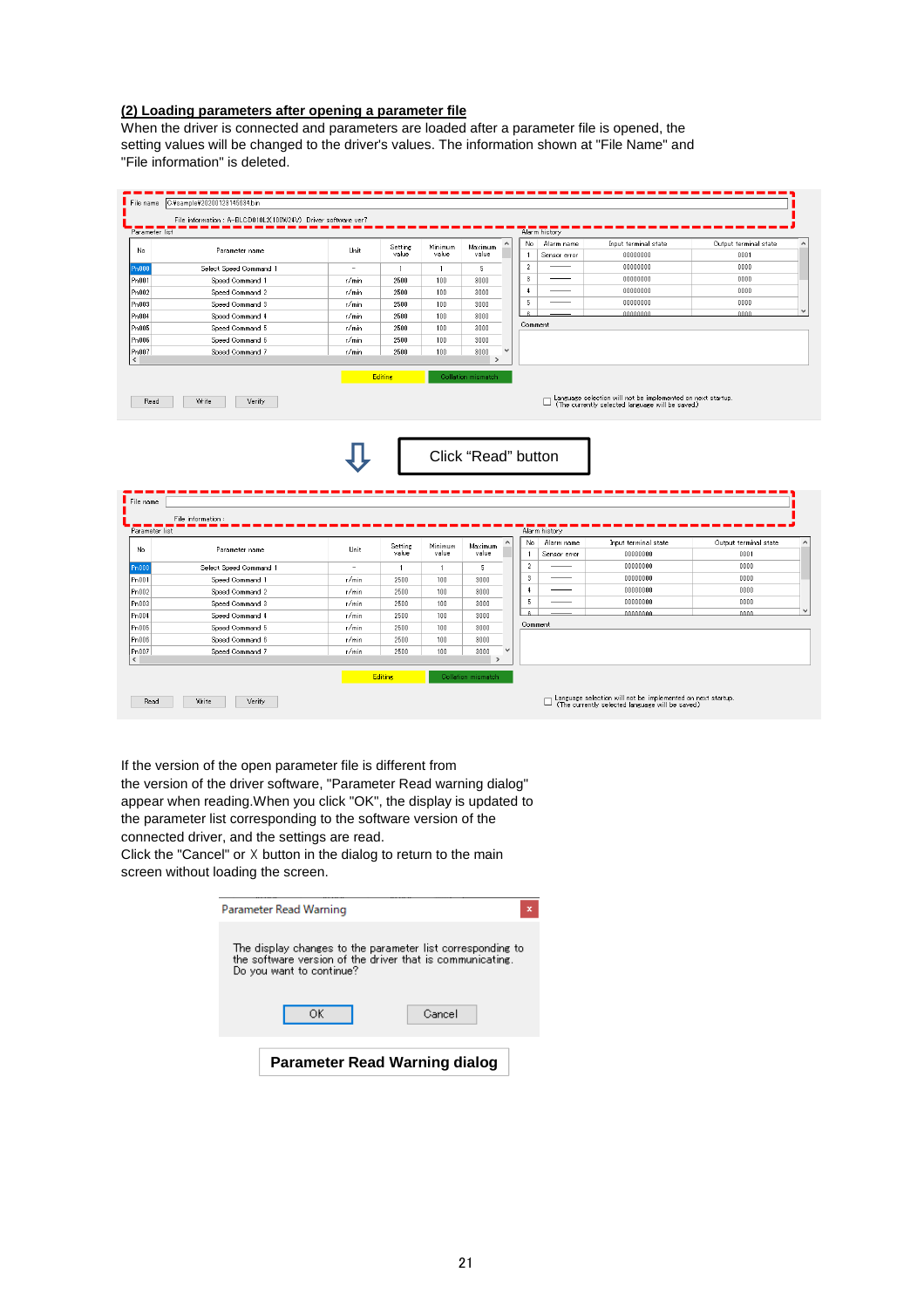**(2) Loading parameters after opening a parameter file**

When the driver is connected and parameters are loaded after a parameter file is opened, the setting values will be changed to the driver's values. The information shown at "File Name" and "File information" is deleted.

Click "Read" button

If the version of the open parameter file is different from the version of the driver software, "Parameter Read warning dialog" appear when reading.When you click "OK", the display is updated to the parameter list corresponding to the software version of the connected driver, and the settings are read.
Click the "Cancel" or X button in the dialog to return to the main screen without loading the screen.

**Parameter Read Warning dialog**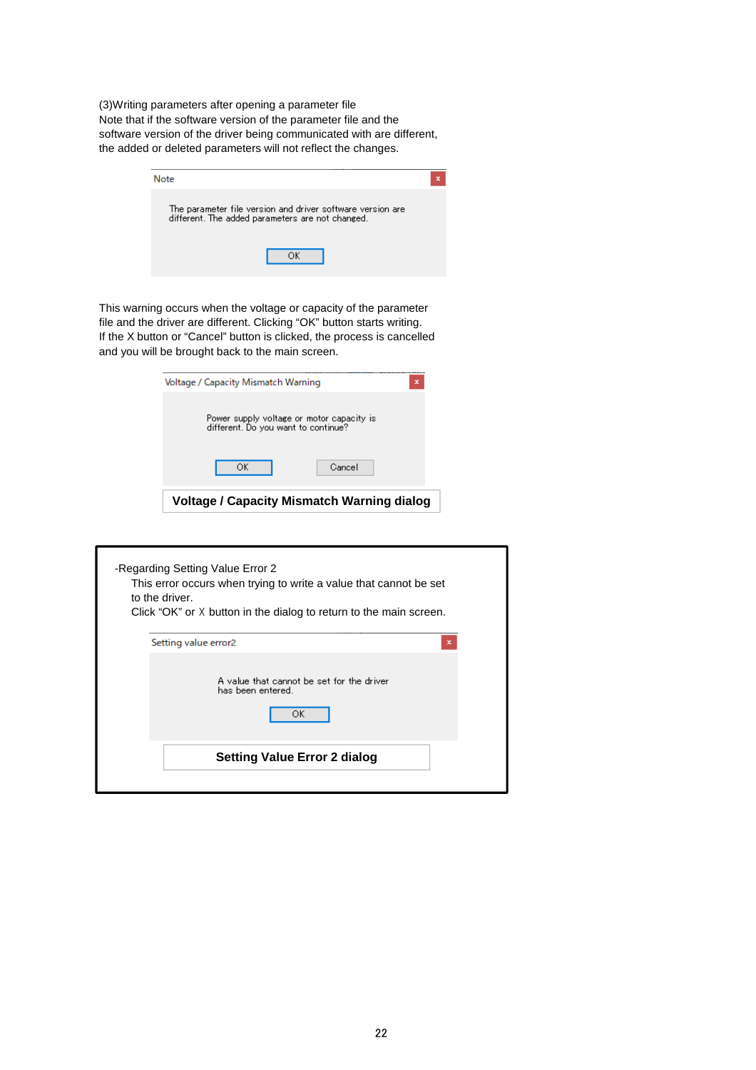(3)Writing parameters after opening a parameter file
Note that if the software version of the parameter file and the software version of the driver being communicated with are different, the added or deleted parameters will not reflect the changes.

Note

The parameter file version and driver software version are different. The added parameters are not changed.

OK

This warning occurs when the voltage or capacity of the parameter file and the driver are different. Clicking "OK" button starts writing.
If the X button or "Cancel" button is clicked, the process is cancelled and you will be brought back to the main screen.

Voltage / Capacity Mismatch Warning

Power supply voltage or motor capacity is different. Do you want to continue?

OK    Cancel

**Voltage / Capacity Mismatch Warning dialog**

-Regarding Setting Value Error 2

This error occurs when trying to write a value that cannot be set to the driver.
Click "OK" or X button in the dialog to return to the main screen.

Setting value error2

A value that cannot be set for the driver has been entered.

OK

**Setting Value Error 2 dialog**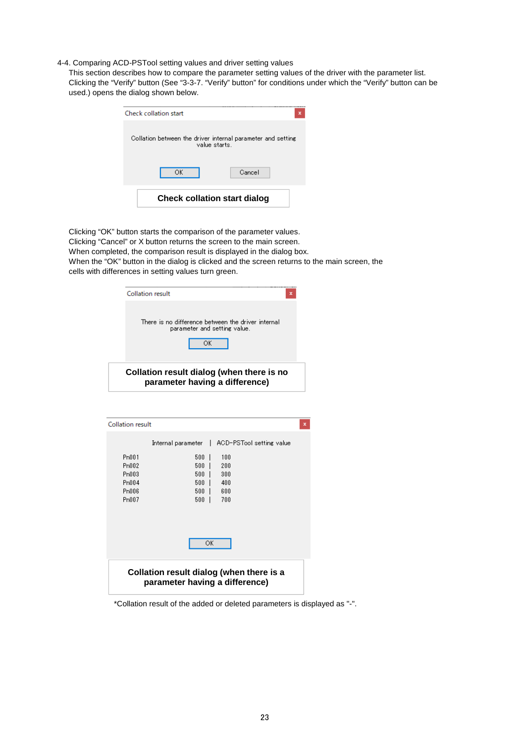## 4-4. Comparing ACD-PSTool setting values and driver setting values

This section describes how to compare the parameter setting values of the driver with the parameter list. Clicking the “Verify” button (See “3-3-7. “Verify” button” for conditions under which the “Verify” button can be used.) opens the dialog shown below.

Check collation start

Collation between the driver internal parameter and setting value starts.

OK　Cancel

**Check collation start dialog**

Clicking “OK” button starts the comparison of the parameter values.
Clicking “Cancel” or X button returns the screen to the main screen.
When completed, the comparison result is displayed in the dialog box.
When the “OK” button in the dialog is clicked and the screen returns to the main screen, the cells with differences in setting values turn green.

Collation result

There is no difference between the driver internal parameter and setting value.

OK

**Collation result dialog (when there is no parameter having a difference)**

Collation result

| | Internal parameter | ACD-PSTool setting value |
|---|---|---|
| Pn001 | 500 | 100 |
| Pn002 | 500 | 200 |
| Pn003 | 500 | 300 |
| Pn004 | 500 | 400 |
| Pn006 | 500 | 600 |
| Pn007 | 500 | 700 |

OK

**Collation result dialog (when there is a parameter having a difference)**

*Collation result of the added or deleted parameters is displayed as "-".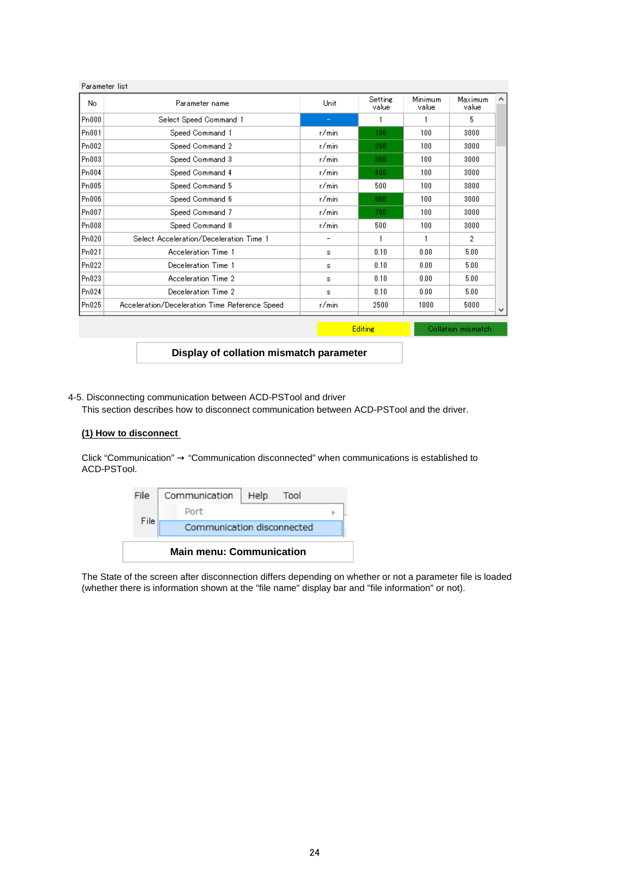Parameter list

| No | Parameter name | Unit | Setting value | Minimum value | Maximum value |
|---|---|---|---|---|---|
| Pn000 | Select Speed Command 1 | – | 1 | 1 | 5 |
| Pn001 | Speed Command 1 | r/min | 100 | 100 | 3000 |
| Pn002 | Speed Command 2 | r/min | 200 | 100 | 3000 |
| Pn003 | Speed Command 3 | r/min | 300 | 100 | 3000 |
| Pn004 | Speed Command 4 | r/min | 400 | 100 | 3000 |
| Pn005 | Speed Command 5 | r/min | 500 | 100 | 3000 |
| Pn006 | Speed Command 6 | r/min | 600 | 100 | 3000 |
| Pn007 | Speed Command 7 | r/min | 700 | 100 | 3000 |
| Pn008 | Speed Command 8 | r/min | 500 | 100 | 3000 |
| Pn020 | Select Acceleration/Deceleration Time 1 | – | 1 | 1 | 2 |
| Pn021 | Acceleration Time 1 | s | 0.10 | 0.00 | 5.00 |
| Pn022 | Deceleration Time 1 | s | 0.10 | 0.00 | 5.00 |
| Pn023 | Acceleration Time 2 | s | 0.10 | 0.00 | 5.00 |
| Pn024 | Deceleration Time 2 | s | 0.10 | 0.00 | 5.00 |
| Pn025 | Acceleration/Deceleration Time Reference Speed | r/min | 2500 | 1000 | 5000 |

Editing | Collation mismatch

**Display of collation mismatch parameter**

4-5. Disconnecting communication between ACD-PSTool and driver

This section describes how to disconnect communication between ACD-PSTool and the driver.

**(1) How to disconnect**

Click "Communication" → "Communication disconnected" when communications is established to ACD-PSTool.

File | Communication | Help | Tool

Port

Communication disconnected

**Main menu: Communication**

The State of the screen after disconnection differs depending on whether or not a parameter file is loaded (whether there is information shown at the "file name" display bar and "file information" or not).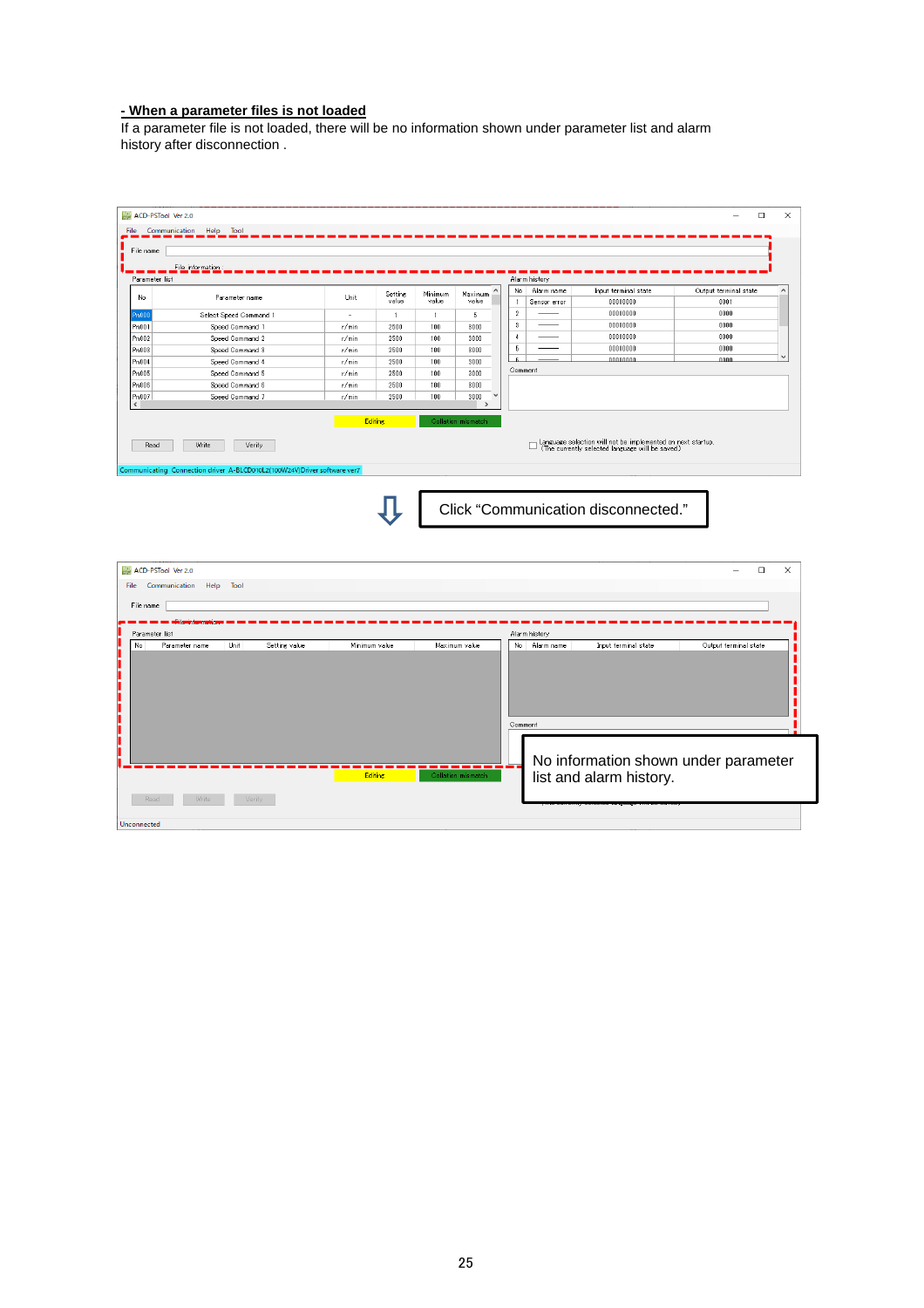**- When a parameter files is not loaded**

If a parameter file is not loaded, there will be no information shown under parameter list and alarm history after disconnection .

Click “Communication disconnected.”

No information shown under parameter list and alarm history.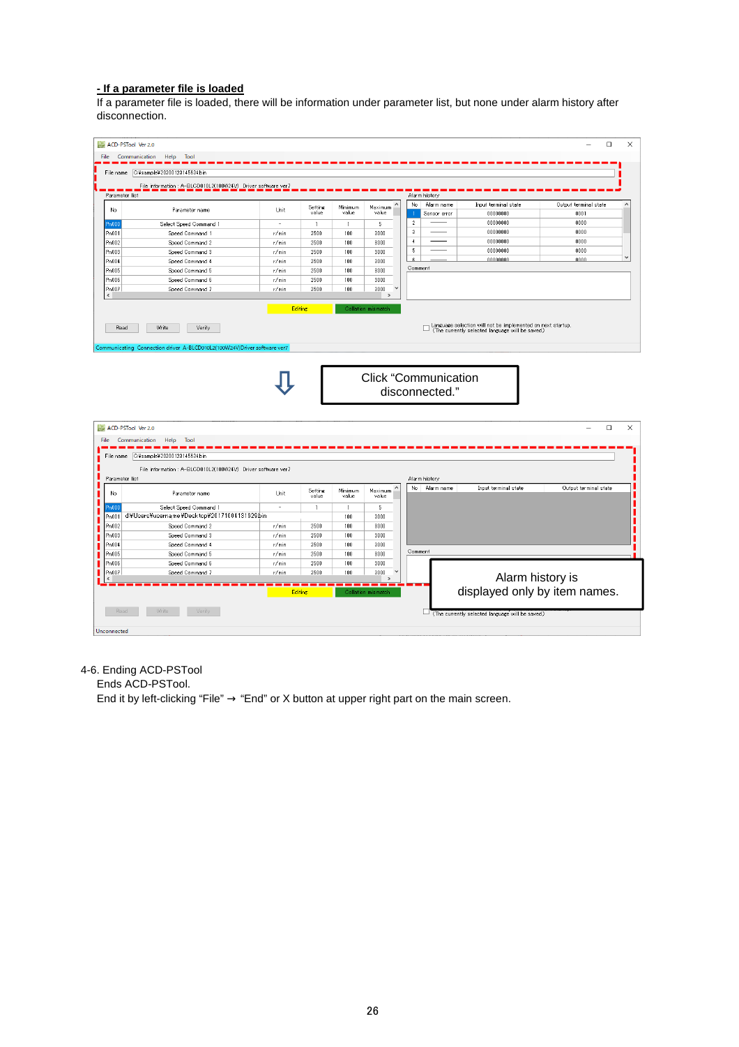**- If a parameter file is loaded**

If a parameter file is loaded, there will be information under parameter list, but none under alarm history after disconnection.

Click "Communication disconnected."

Alarm history is displayed only by item names.

4-6. Ending ACD-PSTool

Ends ACD-PSTool.

End it by left-clicking "File" → "End" or X button at upper right part on the main screen.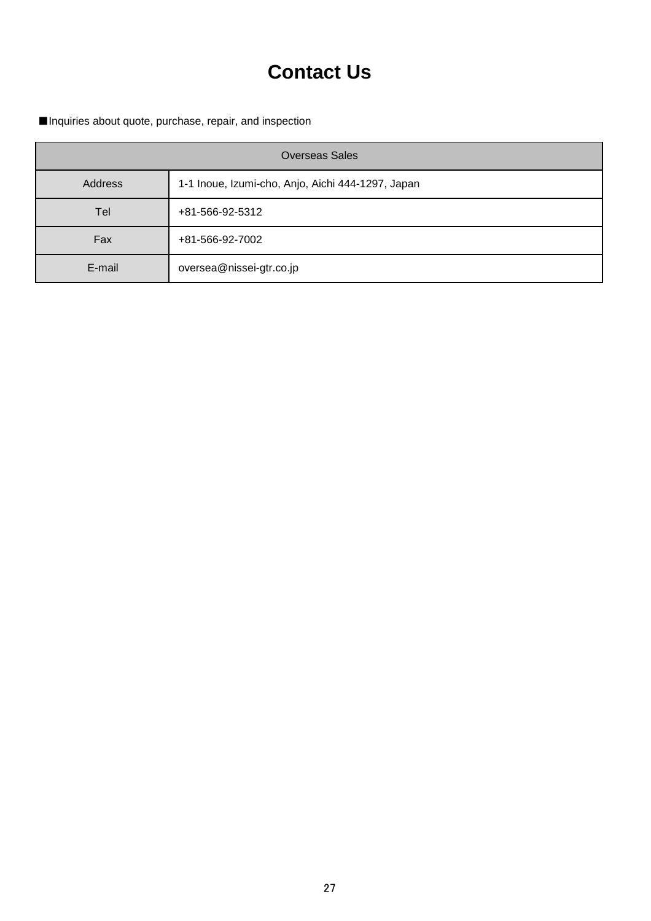# Contact Us

■Inquiries about quote, purchase, repair, and inspection

| Overseas Sales | |
|---|---|
| Address | 1-1 Inoue, Izumi-cho, Anjo, Aichi 444-1297, Japan |
| Tel | +81-566-92-5312 |
| Fax | +81-566-92-7002 |
| E-mail | oversea@nissei-gtr.co.jp |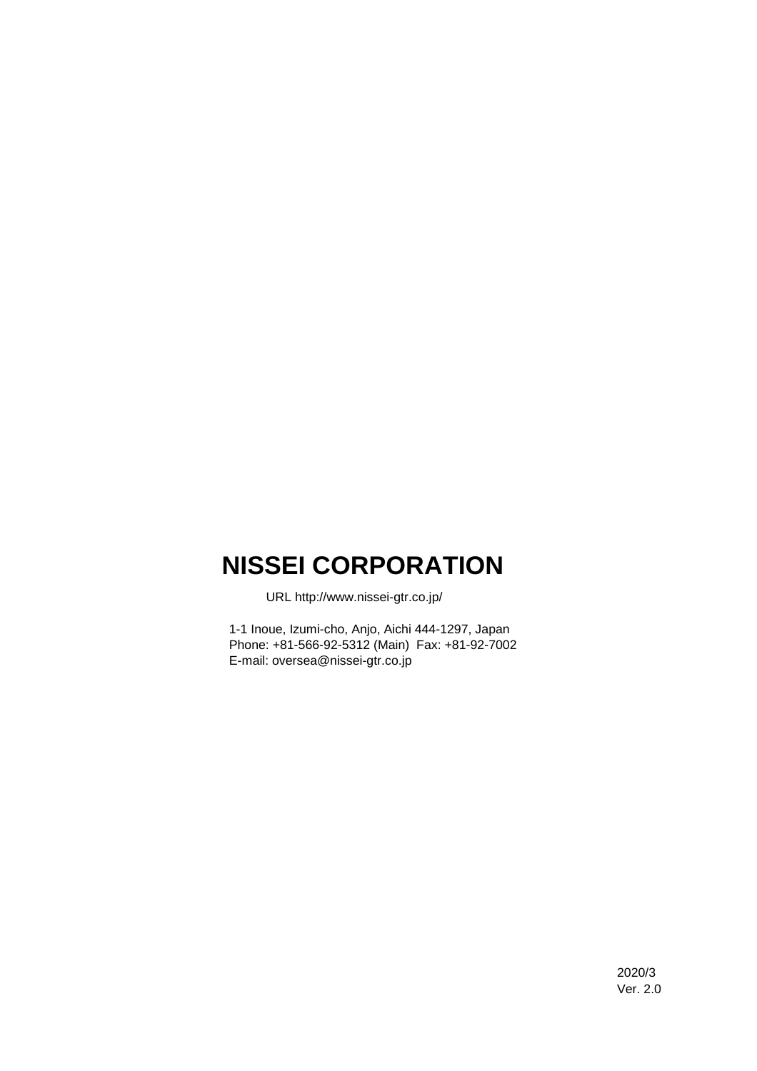# NISSEI CORPORATION

URL http://www.nissei-gtr.co.jp/

1-1 Inoue, Izumi-cho, Anjo, Aichi 444-1297, Japan
Phone: +81-566-92-5312 (Main) Fax: +81-92-7002
E-mail: oversea@nissei-gtr.co.jp

2020/3
Ver. 2.0